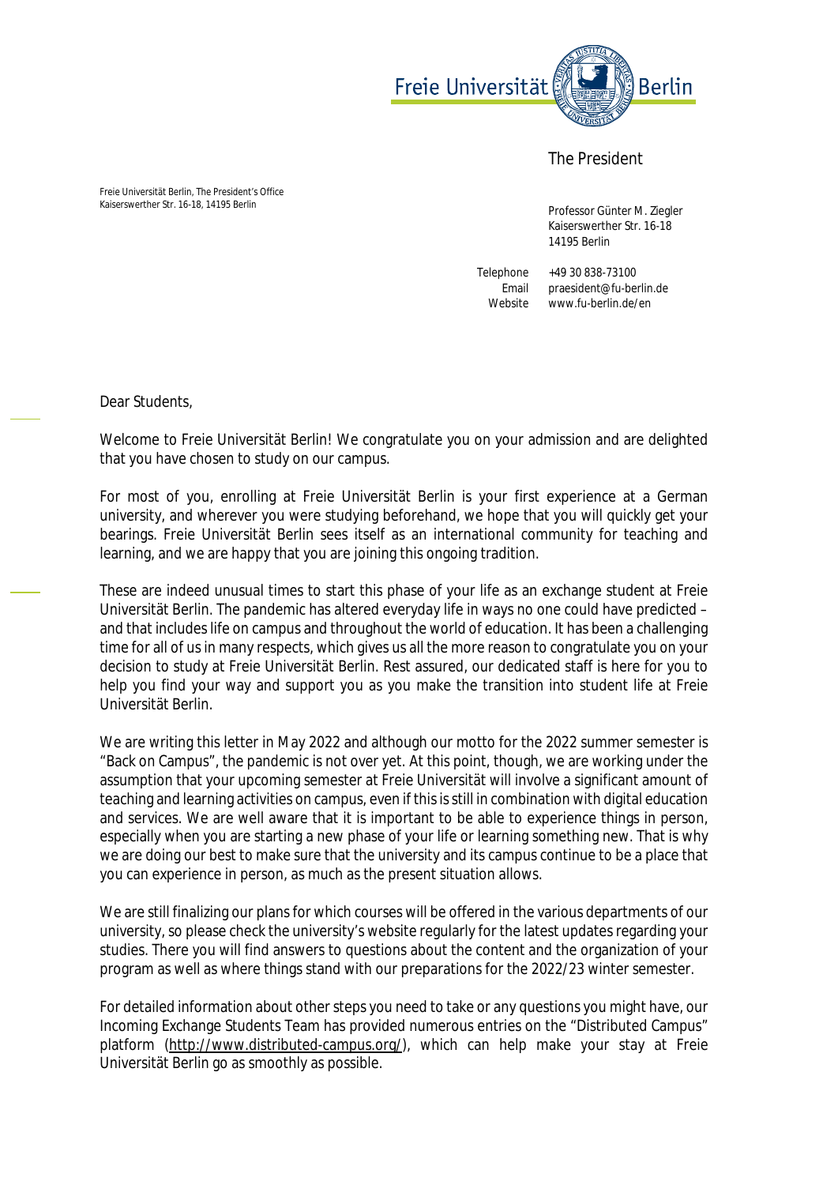Freie Universität Berlin

The President

Freie Universität Berlin, The President's Office
Kaiserswerther Str. 16-18, 14195 Berlin

Professor Günter M. Ziegler
Kaiserswerther Str. 16-18
14195 Berlin

Telephone +49 30 838-73100
Email praesident@fu-berlin.de
Website www.fu-berlin.de/en

Dear Students,

Welcome to Freie Universität Berlin! We congratulate you on your admission and are delighted that you have chosen to study on our campus.

For most of you, enrolling at Freie Universität Berlin is your first experience at a German university, and wherever you were studying beforehand, we hope that you will quickly get your bearings. Freie Universität Berlin sees itself as an international community for teaching and learning, and we are happy that you are joining this ongoing tradition.

These are indeed unusual times to start this phase of your life as an exchange student at Freie Universität Berlin. The pandemic has altered everyday life in ways no one could have predicted – and that includes life on campus and throughout the world of education. It has been a challenging time for all of us in many respects, which gives us all the more reason to congratulate you on your decision to study at Freie Universität Berlin. Rest assured, our dedicated staff is here for you to help you find your way and support you as you make the transition into student life at Freie Universität Berlin.

We are writing this letter in May 2022 and although our motto for the 2022 summer semester is "Back on Campus", the pandemic is not over yet. At this point, though, we are working under the assumption that your upcoming semester at Freie Universität will involve a significant amount of teaching and learning activities on campus, even if this is still in combination with digital education and services. We are well aware that it is important to be able to experience things in person, especially when you are starting a new phase of your life or learning something new. That is why we are doing our best to make sure that the university and its campus continue to be a place that you can experience in person, as much as the present situation allows.

We are still finalizing our plans for which courses will be offered in the various departments of our university, so please check the university's website regularly for the latest updates regarding your studies. There you will find answers to questions about the content and the organization of your program as well as where things stand with our preparations for the 2022/23 winter semester.

For detailed information about other steps you need to take or any questions you might have, our Incoming Exchange Students Team has provided numerous entries on the "Distributed Campus" platform (http://www.distributed-campus.org/), which can help make your stay at Freie Universität Berlin go as smoothly as possible.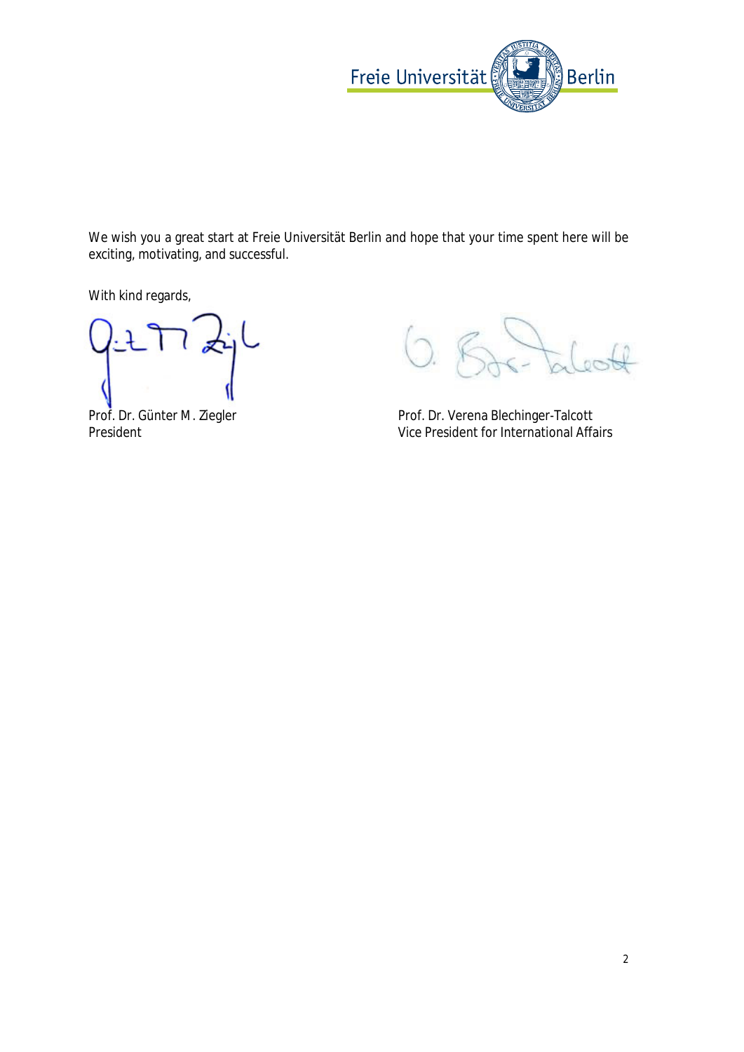We wish you a great start at Freie Universität Berlin and hope that your time spent here will be exciting, motivating, and successful.

With kind regards,

Prof. Dr. Günter M. Ziegler
President

Prof. Dr. Verena Blechinger-Talcott
Vice President for International Affairs